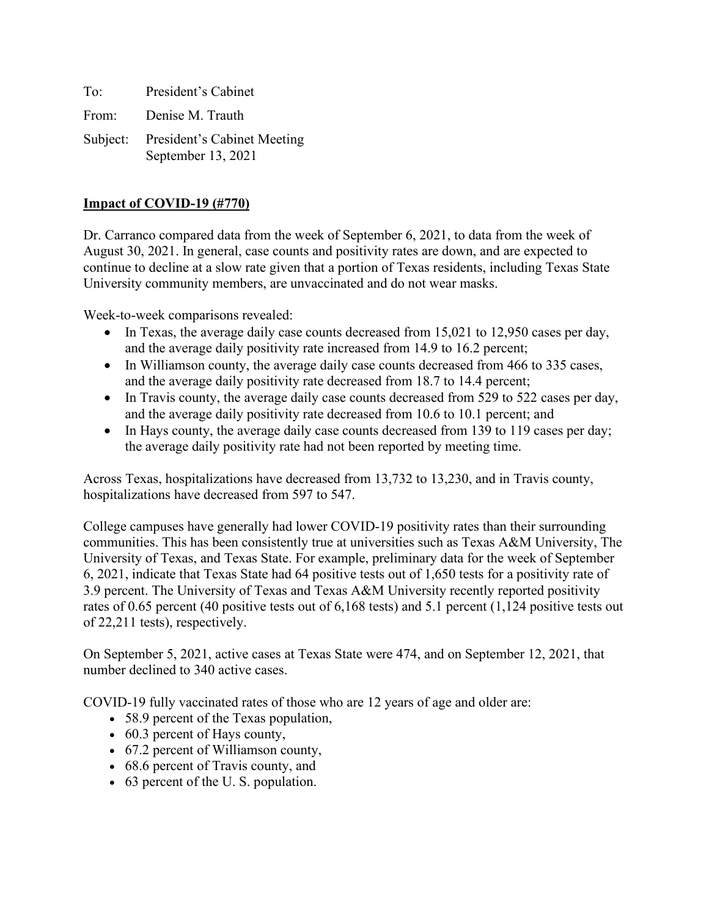To: President's Cabinet

From: Denise M. Trauth

Subject: President's Cabinet Meeting
September 13, 2021

**Impact of COVID-19 (#770)**

Dr. Carranco compared data from the week of September 6, 2021, to data from the week of August 30, 2021. In general, case counts and positivity rates are down, and are expected to continue to decline at a slow rate given that a portion of Texas residents, including Texas State University community members, are unvaccinated and do not wear masks.

Week-to-week comparisons revealed:

- In Texas, the average daily case counts decreased from 15,021 to 12,950 cases per day, and the average daily positivity rate increased from 14.9 to 16.2 percent;
- In Williamson county, the average daily case counts decreased from 466 to 335 cases, and the average daily positivity rate decreased from 18.7 to 14.4 percent;
- In Travis county, the average daily case counts decreased from 529 to 522 cases per day, and the average daily positivity rate decreased from 10.6 to 10.1 percent; and
- In Hays county, the average daily case counts decreased from 139 to 119 cases per day; the average daily positivity rate had not been reported by meeting time.

Across Texas, hospitalizations have decreased from 13,732 to 13,230, and in Travis county, hospitalizations have decreased from 597 to 547.

College campuses have generally had lower COVID-19 positivity rates than their surrounding communities. This has been consistently true at universities such as Texas A&M University, The University of Texas, and Texas State. For example, preliminary data for the week of September 6, 2021, indicate that Texas State had 64 positive tests out of 1,650 tests for a positivity rate of 3.9 percent. The University of Texas and Texas A&M University recently reported positivity rates of 0.65 percent (40 positive tests out of 6,168 tests) and 5.1 percent (1,124 positive tests out of 22,211 tests), respectively.

On September 5, 2021, active cases at Texas State were 474, and on September 12, 2021, that number declined to 340 active cases.

COVID-19 fully vaccinated rates of those who are 12 years of age and older are:

- 58.9 percent of the Texas population,
- 60.3 percent of Hays county,
- 67.2 percent of Williamson county,
- 68.6 percent of Travis county, and
- 63 percent of the U. S. population.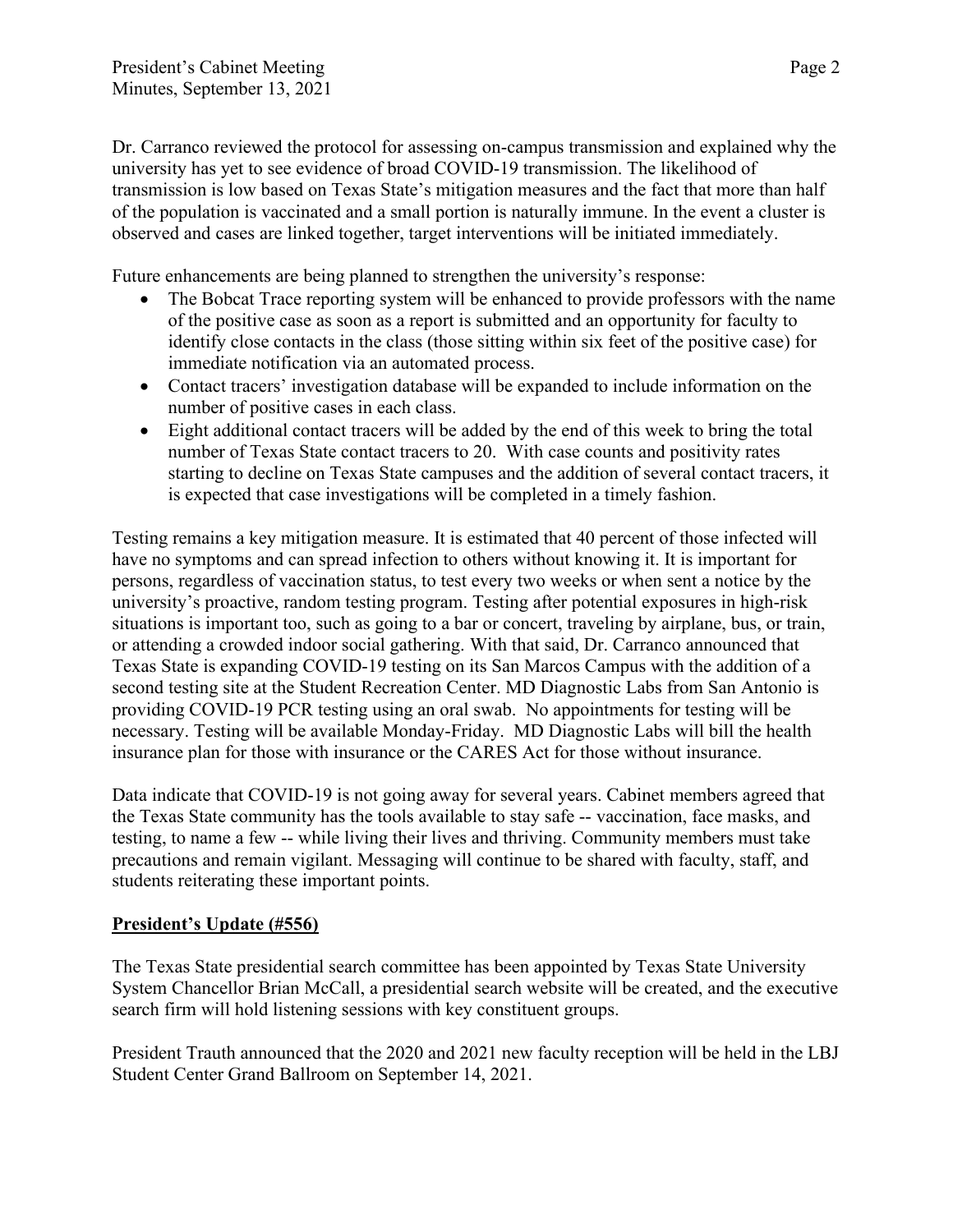Dr. Carranco reviewed the protocol for assessing on-campus transmission and explained why the university has yet to see evidence of broad COVID-19 transmission. The likelihood of transmission is low based on Texas State's mitigation measures and the fact that more than half of the population is vaccinated and a small portion is naturally immune. In the event a cluster is observed and cases are linked together, target interventions will be initiated immediately.

Future enhancements are being planned to strengthen the university's response:

- The Bobcat Trace reporting system will be enhanced to provide professors with the name of the positive case as soon as a report is submitted and an opportunity for faculty to identify close contacts in the class (those sitting within six feet of the positive case) for immediate notification via an automated process.
- Contact tracers' investigation database will be expanded to include information on the number of positive cases in each class.
- Eight additional contact tracers will be added by the end of this week to bring the total number of Texas State contact tracers to 20. With case counts and positivity rates starting to decline on Texas State campuses and the addition of several contact tracers, it is expected that case investigations will be completed in a timely fashion.

Testing remains a key mitigation measure. It is estimated that 40 percent of those infected will have no symptoms and can spread infection to others without knowing it. It is important for persons, regardless of vaccination status, to test every two weeks or when sent a notice by the university's proactive, random testing program. Testing after potential exposures in high-risk situations is important too, such as going to a bar or concert, traveling by airplane, bus, or train, or attending a crowded indoor social gathering. With that said, Dr. Carranco announced that Texas State is expanding COVID-19 testing on its San Marcos Campus with the addition of a second testing site at the Student Recreation Center. MD Diagnostic Labs from San Antonio is providing COVID-19 PCR testing using an oral swab. No appointments for testing will be necessary. Testing will be available Monday-Friday. MD Diagnostic Labs will bill the health insurance plan for those with insurance or the CARES Act for those without insurance.

Data indicate that COVID-19 is not going away for several years. Cabinet members agreed that the Texas State community has the tools available to stay safe -- vaccination, face masks, and testing, to name a few -- while living their lives and thriving. Community members must take precautions and remain vigilant. Messaging will continue to be shared with faculty, staff, and students reiterating these important points.

**President's Update (#556)**

The Texas State presidential search committee has been appointed by Texas State University System Chancellor Brian McCall, a presidential search website will be created, and the executive search firm will hold listening sessions with key constituent groups.

President Trauth announced that the 2020 and 2021 new faculty reception will be held in the LBJ Student Center Grand Ballroom on September 14, 2021.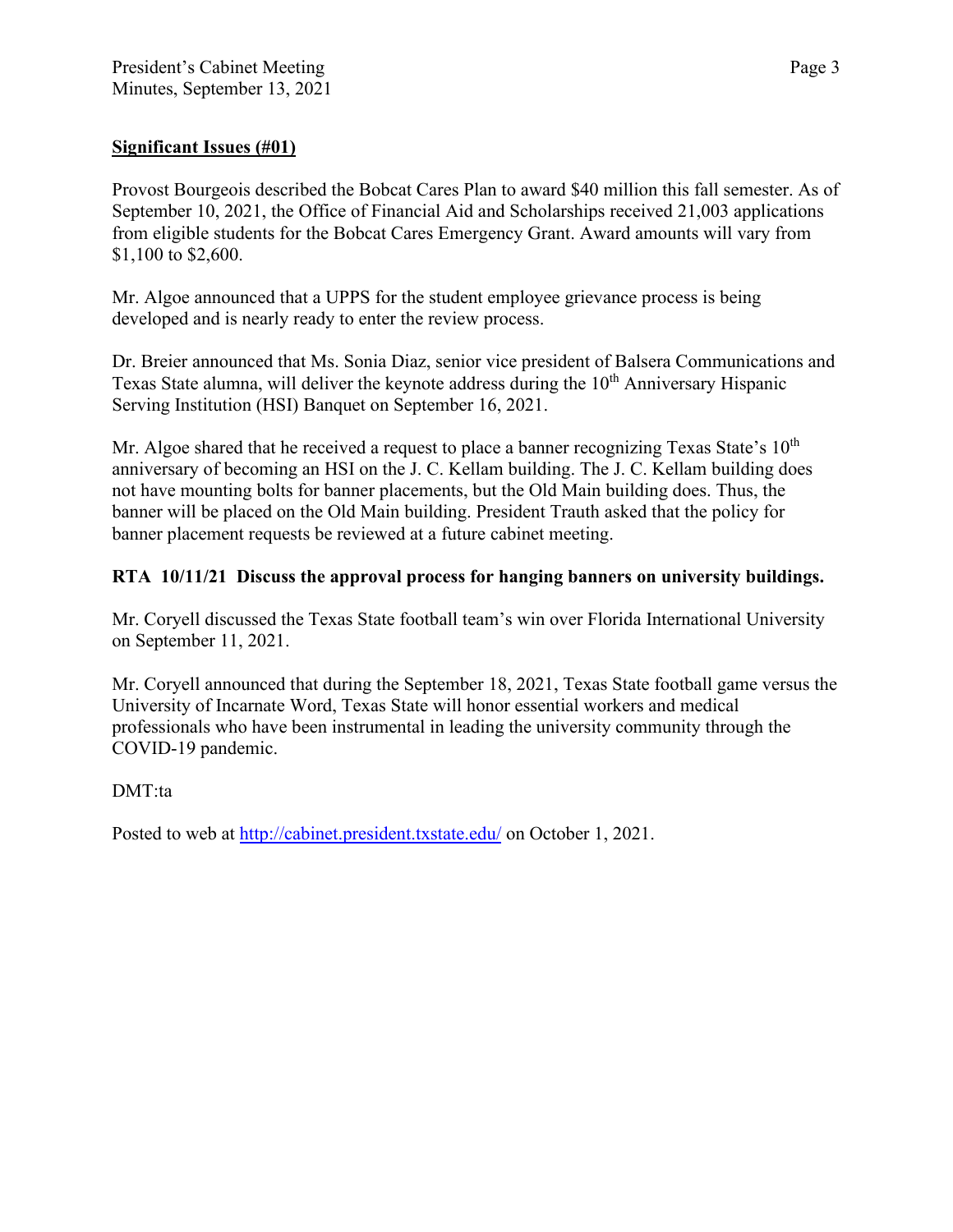**Significant Issues (#01)**

Provost Bourgeois described the Bobcat Cares Plan to award $40 million this fall semester. As of September 10, 2021, the Office of Financial Aid and Scholarships received 21,003 applications from eligible students for the Bobcat Cares Emergency Grant. Award amounts will vary from $1,100 to $2,600.

Mr. Algoe announced that a UPPS for the student employee grievance process is being developed and is nearly ready to enter the review process.

Dr. Breier announced that Ms. Sonia Diaz, senior vice president of Balsera Communications and Texas State alumna, will deliver the keynote address during the 10th Anniversary Hispanic Serving Institution (HSI) Banquet on September 16, 2021.

Mr. Algoe shared that he received a request to place a banner recognizing Texas State's 10th anniversary of becoming an HSI on the J. C. Kellam building. The J. C. Kellam building does not have mounting bolts for banner placements, but the Old Main building does. Thus, the banner will be placed on the Old Main building. President Trauth asked that the policy for banner placement requests be reviewed at a future cabinet meeting.

**RTA 10/11/21 Discuss the approval process for hanging banners on university buildings.**

Mr. Coryell discussed the Texas State football team's win over Florida International University on September 11, 2021.

Mr. Coryell announced that during the September 18, 2021, Texas State football game versus the University of Incarnate Word, Texas State will honor essential workers and medical professionals who have been instrumental in leading the university community through the COVID-19 pandemic.

DMT:ta

Posted to web at http://cabinet.president.txstate.edu/ on October 1, 2021.